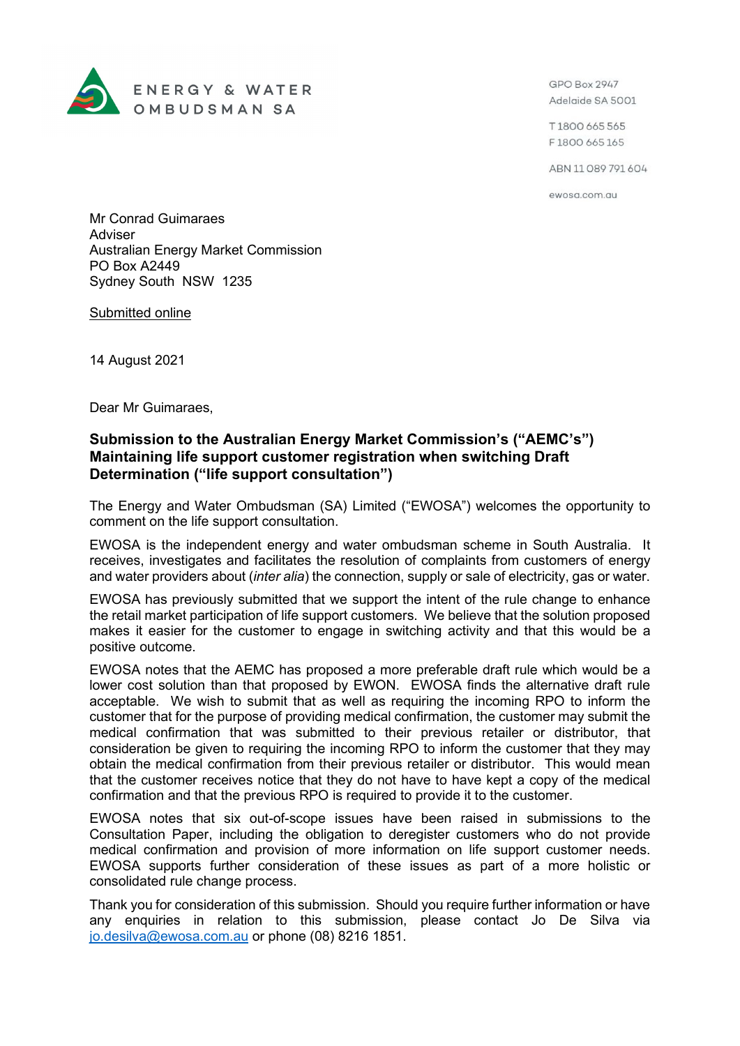ENERGY & WATER OMBUDSMAN SA

GPO Box 2947
Adelaide SA 5001

T 1800 665 565
F 1800 665 165

ABN 11 089 791 604

ewosa.com.au

Mr Conrad Guimaraes
Adviser
Australian Energy Market Commission
PO Box A2449
Sydney South NSW 1235

Submitted online

14 August 2021

Dear Mr Guimaraes,

**Submission to the Australian Energy Market Commission's ("AEMC's") Maintaining life support customer registration when switching Draft Determination ("life support consultation")**

The Energy and Water Ombudsman (SA) Limited ("EWOSA") welcomes the opportunity to comment on the life support consultation.

EWOSA is the independent energy and water ombudsman scheme in South Australia. It receives, investigates and facilitates the resolution of complaints from customers of energy and water providers about (*inter alia*) the connection, supply or sale of electricity, gas or water.

EWOSA has previously submitted that we support the intent of the rule change to enhance the retail market participation of life support customers. We believe that the solution proposed makes it easier for the customer to engage in switching activity and that this would be a positive outcome.

EWOSA notes that the AEMC has proposed a more preferable draft rule which would be a lower cost solution than that proposed by EWON. EWOSA finds the alternative draft rule acceptable. We wish to submit that as well as requiring the incoming RPO to inform the customer that for the purpose of providing medical confirmation, the customer may submit the medical confirmation that was submitted to their previous retailer or distributor, that consideration be given to requiring the incoming RPO to inform the customer that they may obtain the medical confirmation from their previous retailer or distributor. This would mean that the customer receives notice that they do not have to have kept a copy of the medical confirmation and that the previous RPO is required to provide it to the customer.

EWOSA notes that six out-of-scope issues have been raised in submissions to the Consultation Paper, including the obligation to deregister customers who do not provide medical confirmation and provision of more information on life support customer needs. EWOSA supports further consideration of these issues as part of a more holistic or consolidated rule change process.

Thank you for consideration of this submission. Should you require further information or have any enquiries in relation to this submission, please contact Jo De Silva via jo.desilva@ewosa.com.au or phone (08) 8216 1851.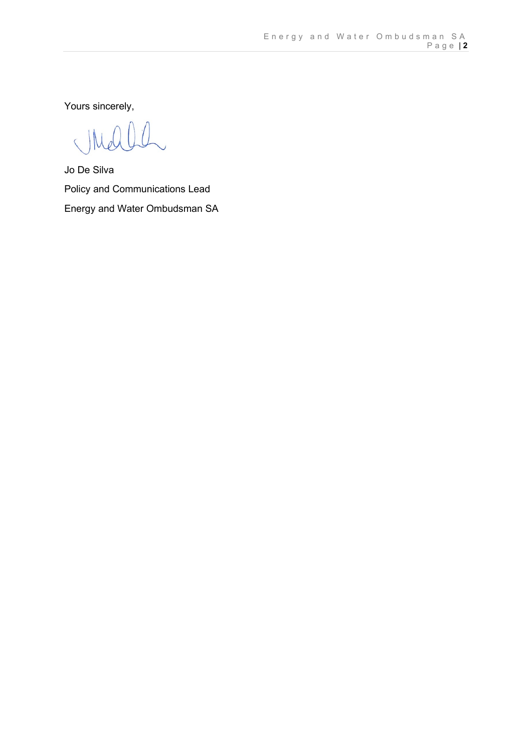Yours sincerely,

Jo De Silva

Policy and Communications Lead

Energy and Water Ombudsman SA